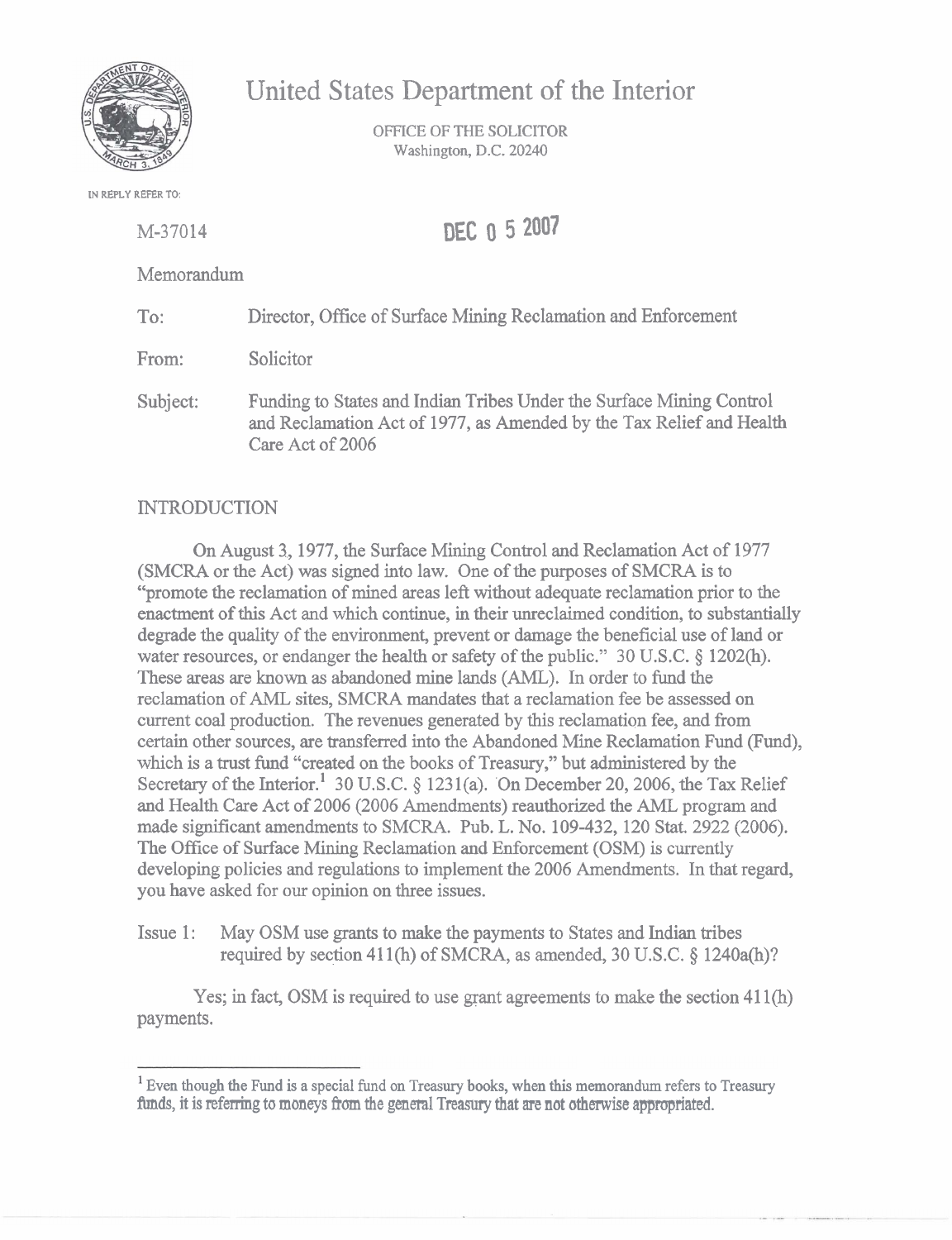# United States Department of the Interior

OFFICE OF THE SOLICITOR
Washington, D.C. 20240

IN REPLY REFER TO:

M-37014

DEC 0 5 2007

Memorandum

To: Director, Office of Surface Mining Reclamation and Enforcement

From: Solicitor

Subject: Funding to States and Indian Tribes Under the Surface Mining Control and Reclamation Act of 1977, as Amended by the Tax Relief and Health Care Act of 2006

## INTRODUCTION

On August 3, 1977, the Surface Mining Control and Reclamation Act of 1977 (SMCRA or the Act) was signed into law. One of the purposes of SMCRA is to "promote the reclamation of mined areas left without adequate reclamation prior to the enactment of this Act and which continue, in their unreclaimed condition, to substantially degrade the quality of the environment, prevent or damage the beneficial use of land or water resources, or endanger the health or safety of the public." 30 U.S.C. § 1202(h). These areas are known as abandoned mine lands (AML). In order to fund the reclamation of AML sites, SMCRA mandates that a reclamation fee be assessed on current coal production. The revenues generated by this reclamation fee, and from certain other sources, are transferred into the Abandoned Mine Reclamation Fund (Fund), which is a trust fund "created on the books of Treasury," but administered by the Secretary of the Interior.[1] 30 U.S.C. § 1231(a). On December 20, 2006, the Tax Relief and Health Care Act of 2006 (2006 Amendments) reauthorized the AML program and made significant amendments to SMCRA. Pub. L. No. 109-432, 120 Stat. 2922 (2006). The Office of Surface Mining Reclamation and Enforcement (OSM) is currently developing policies and regulations to implement the 2006 Amendments. In that regard, you have asked for our opinion on three issues.

Issue 1: May OSM use grants to make the payments to States and Indian tribes required by section 411(h) of SMCRA, as amended, 30 U.S.C. § 1240a(h)?

Yes; in fact, OSM is required to use grant agreements to make the section 411(h) payments.

[1] Even though the Fund is a special fund on Treasury books, when this memorandum refers to Treasury funds, it is referring to moneys from the general Treasury that are not otherwise appropriated.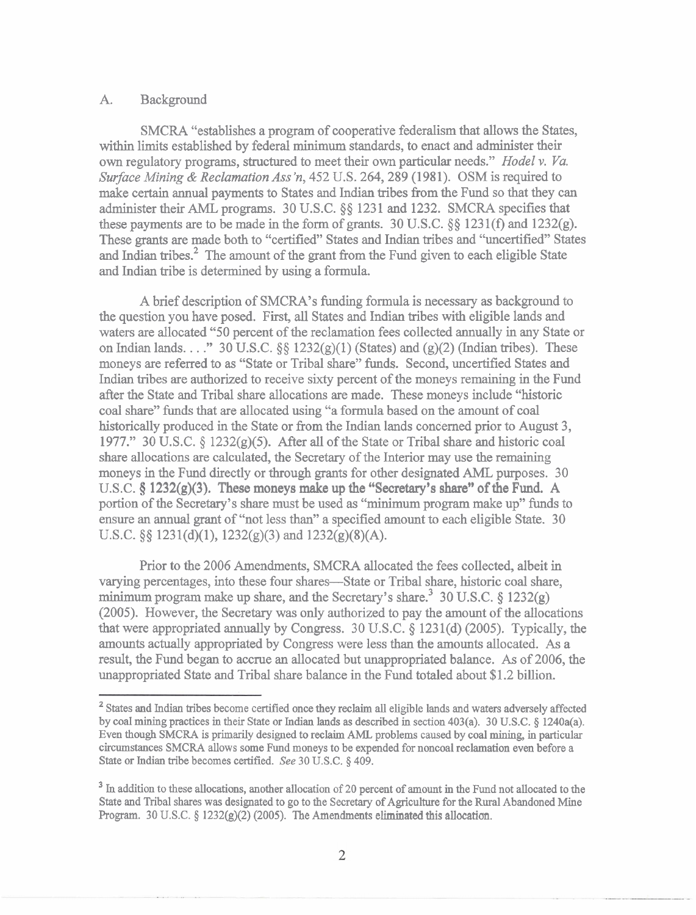## A. Background

SMCRA "establishes a program of cooperative federalism that allows the States, within limits established by federal minimum standards, to enact and administer their own regulatory programs, structured to meet their own particular needs." *Hodel v. Va. Surface Mining & Reclamation Ass'n*, 452 U.S. 264, 289 (1981). OSM is required to make certain annual payments to States and Indian tribes from the Fund so that they can administer their AML programs. 30 U.S.C. §§ 1231 and 1232. SMCRA specifies that these payments are to be made in the form of grants. 30 U.S.C. §§ 1231(f) and 1232(g). These grants are made both to "certified" States and Indian tribes and "uncertified" States and Indian tribes.[2] The amount of the grant from the Fund given to each eligible State and Indian tribe is determined by using a formula.

A brief description of SMCRA's funding formula is necessary as background to the question you have posed. First, all States and Indian tribes with eligible lands and waters are allocated "50 percent of the reclamation fees collected annually in any State or on Indian lands. . . ." 30 U.S.C. §§ 1232(g)(1) (States) and (g)(2) (Indian tribes). These moneys are referred to as "State or Tribal share" funds. Second, uncertified States and Indian tribes are authorized to receive sixty percent of the moneys remaining in the Fund after the State and Tribal share allocations are made. These moneys include "historic coal share" funds that are allocated using "a formula based on the amount of coal historically produced in the State or from the Indian lands concerned prior to August 3, 1977." 30 U.S.C. § 1232(g)(5). After all of the State or Tribal share and historic coal share allocations are calculated, the Secretary of the Interior may use the remaining moneys in the Fund directly or through grants for other designated AML purposes. 30 U.S.C. § 1232(g)(3). These moneys make up the "Secretary's share" of the Fund. A portion of the Secretary's share must be used as "minimum program make up" funds to ensure an annual grant of "not less than" a specified amount to each eligible State. 30 U.S.C. §§ 1231(d)(1), 1232(g)(3) and 1232(g)(8)(A).

Prior to the 2006 Amendments, SMCRA allocated the fees collected, albeit in varying percentages, into these four shares—State or Tribal share, historic coal share, minimum program make up share, and the Secretary's share.[3] 30 U.S.C. § 1232(g) (2005). However, the Secretary was only authorized to pay the amount of the allocations that were appropriated annually by Congress. 30 U.S.C. § 1231(d) (2005). Typically, the amounts actually appropriated by Congress were less than the amounts allocated. As a result, the Fund began to accrue an allocated but unappropriated balance. As of 2006, the unappropriated State and Tribal share balance in the Fund totaled about $1.2 billion.

---

[2] States and Indian tribes become certified once they reclaim all eligible lands and waters adversely affected by coal mining practices in their State or Indian lands as described in section 403(a). 30 U.S.C. § 1240a(a). Even though SMCRA is primarily designed to reclaim AML problems caused by coal mining, in particular circumstances SMCRA allows some Fund moneys to be expended for noncoal reclamation even before a State or Indian tribe becomes certified. *See* 30 U.S.C. § 409.

[3] In addition to these allocations, another allocation of 20 percent of amount in the Fund not allocated to the State and Tribal shares was designated to go to the Secretary of Agriculture for the Rural Abandoned Mine Program. 30 U.S.C. § 1232(g)(2) (2005). The Amendments eliminated this allocation.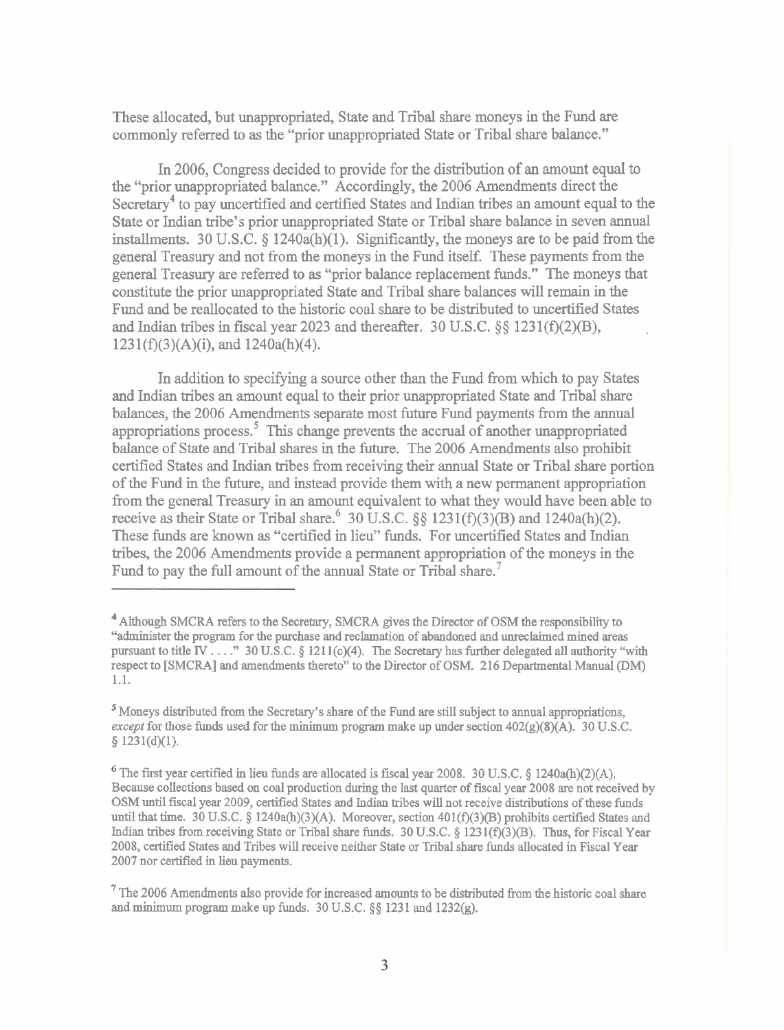These allocated, but unappropriated, State and Tribal share moneys in the Fund are commonly referred to as the "prior unappropriated State or Tribal share balance."

In 2006, Congress decided to provide for the distribution of an amount equal to the "prior unappropriated balance." Accordingly, the 2006 Amendments direct the Secretary[4] to pay uncertified and certified States and Indian tribes an amount equal to the State or Indian tribe's prior unappropriated State or Tribal share balance in seven annual installments. 30 U.S.C. § 1240a(h)(1). Significantly, the moneys are to be paid from the general Treasury and not from the moneys in the Fund itself. These payments from the general Treasury are referred to as "prior balance replacement funds." The moneys that constitute the prior unappropriated State and Tribal share balances will remain in the Fund and be reallocated to the historic coal share to be distributed to uncertified States and Indian tribes in fiscal year 2023 and thereafter. 30 U.S.C. §§ 1231(f)(2)(B), 1231(f)(3)(A)(i), and 1240a(h)(4).

In addition to specifying a source other than the Fund from which to pay States and Indian tribes an amount equal to their prior unappropriated State and Tribal share balances, the 2006 Amendments separate most future Fund payments from the annual appropriations process.[5] This change prevents the accrual of another unappropriated balance of State and Tribal shares in the future. The 2006 Amendments also prohibit certified States and Indian tribes from receiving their annual State or Tribal share portion of the Fund in the future, and instead provide them with a new permanent appropriation from the general Treasury in an amount equivalent to what they would have been able to receive as their State or Tribal share.[6] 30 U.S.C. §§ 1231(f)(3)(B) and 1240a(h)(2). These funds are known as "certified in lieu" funds. For uncertified States and Indian tribes, the 2006 Amendments provide a permanent appropriation of the moneys in the Fund to pay the full amount of the annual State or Tribal share.[7]

---

[4] Although SMCRA refers to the Secretary, SMCRA gives the Director of OSM the responsibility to "administer the program for the purchase and reclamation of abandoned and unreclaimed mined areas pursuant to title IV . . . ." 30 U.S.C. § 1211(c)(4). The Secretary has further delegated all authority "with respect to [SMCRA] and amendments thereto" to the Director of OSM. 216 Departmental Manual (DM) 1.1.

[5] Moneys distributed from the Secretary's share of the Fund are still subject to annual appropriations, *except* for those funds used for the minimum program make up under section 402(g)(8)(A). 30 U.S.C. § 1231(d)(1).

[6] The first year certified in lieu funds are allocated is fiscal year 2008. 30 U.S.C. § 1240a(h)(2)(A). Because collections based on coal production during the last quarter of fiscal year 2008 are not received by OSM until fiscal year 2009, certified States and Indian tribes will not receive distributions of these funds until that time. 30 U.S.C. § 1240a(h)(3)(A). Moreover, section 401(f)(3)(B) prohibits certified States and Indian tribes from receiving State or Tribal share funds. 30 U.S.C. § 1231(f)(3)(B). Thus, for Fiscal Year 2008, certified States and Tribes will receive neither State or Tribal share funds allocated in Fiscal Year 2007 nor certified in lieu payments.

[7] The 2006 Amendments also provide for increased amounts to be distributed from the historic coal share and minimum program make up funds. 30 U.S.C. §§ 1231 and 1232(g).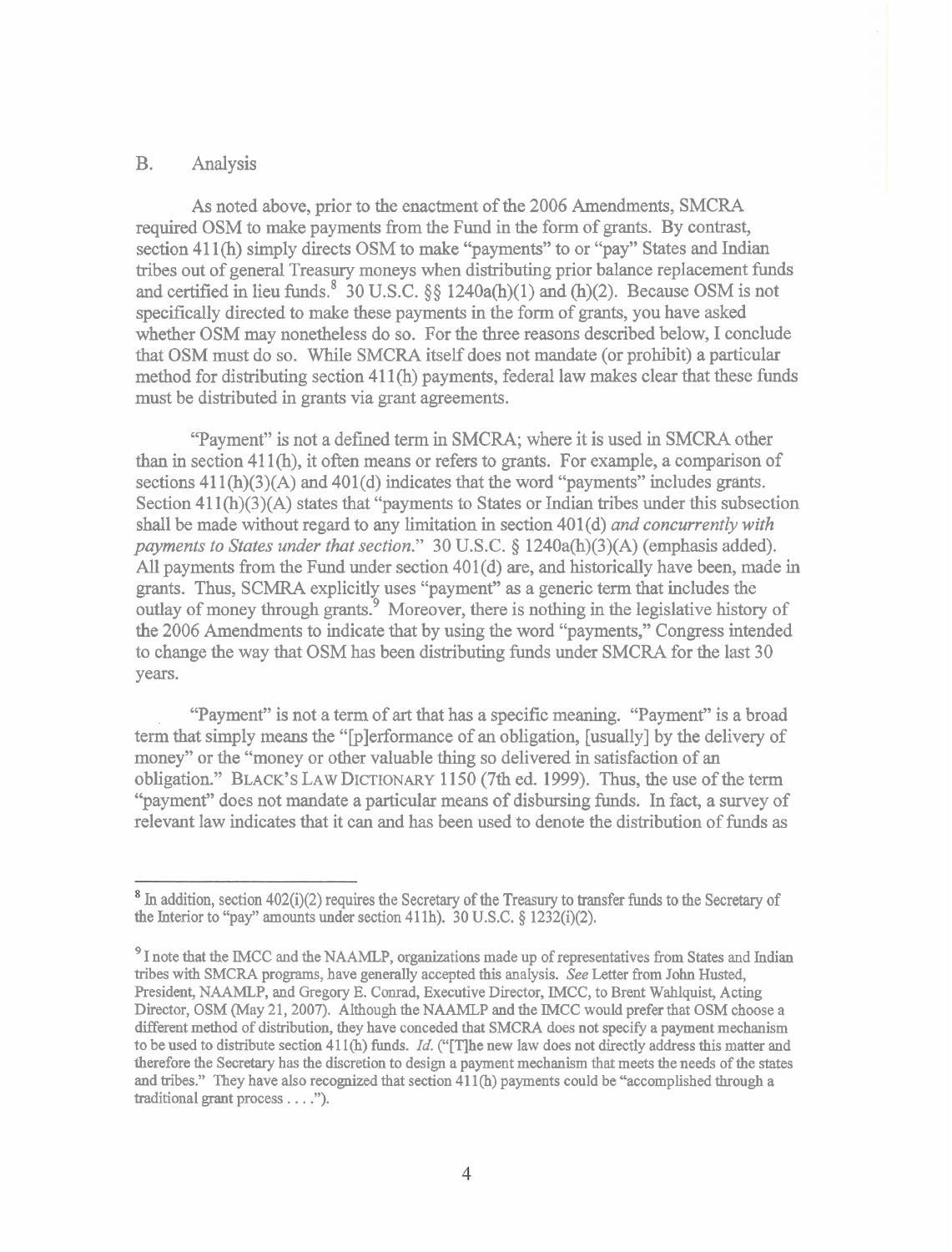## B. Analysis

As noted above, prior to the enactment of the 2006 Amendments, SMCRA required OSM to make payments from the Fund in the form of grants. By contrast, section 411(h) simply directs OSM to make "payments" to or "pay" States and Indian tribes out of general Treasury moneys when distributing prior balance replacement funds and certified in lieu funds.[8] 30 U.S.C. §§ 1240a(h)(1) and (h)(2). Because OSM is not specifically directed to make these payments in the form of grants, you have asked whether OSM may nonetheless do so. For the three reasons described below, I conclude that OSM must do so. While SMCRA itself does not mandate (or prohibit) a particular method for distributing section 411(h) payments, federal law makes clear that these funds must be distributed in grants via grant agreements.

"Payment" is not a defined term in SMCRA; where it is used in SMCRA other than in section 411(h), it often means or refers to grants. For example, a comparison of sections 411(h)(3)(A) and 401(d) indicates that the word "payments" includes grants. Section 411(h)(3)(A) states that "payments to States or Indian tribes under this subsection shall be made without regard to any limitation in section 401(d) *and concurrently with payments to States under that section*." 30 U.S.C. § 1240a(h)(3)(A) (emphasis added). All payments from the Fund under section 401(d) are, and historically have been, made in grants. Thus, SCMRA explicitly uses "payment" as a generic term that includes the outlay of money through grants.[9] Moreover, there is nothing in the legislative history of the 2006 Amendments to indicate that by using the word "payments," Congress intended to change the way that OSM has been distributing funds under SMCRA for the last 30 years.

"Payment" is not a term of art that has a specific meaning. "Payment" is a broad term that simply means the "[p]erformance of an obligation, [usually] by the delivery of money" or the "money or other valuable thing so delivered in satisfaction of an obligation." BLACK'S LAW DICTIONARY 1150 (7th ed. 1999). Thus, the use of the term "payment" does not mandate a particular means of disbursing funds. In fact, a survey of relevant law indicates that it can and has been used to denote the distribution of funds as

---

[8] In addition, section 402(i)(2) requires the Secretary of the Treasury to transfer funds to the Secretary of the Interior to "pay" amounts under section 411h). 30 U.S.C. § 1232(i)(2).

[9] I note that the IMCC and the NAAMLP, organizations made up of representatives from States and Indian tribes with SMCRA programs, have generally accepted this analysis. *See* Letter from John Husted, President, NAAMLP, and Gregory E. Conrad, Executive Director, IMCC, to Brent Wahlquist, Acting Director, OSM (May 21, 2007). Although the NAAMLP and the IMCC would prefer that OSM choose a different method of distribution, they have conceded that SMCRA does not specify a payment mechanism to be used to distribute section 411(h) funds. *Id.* ("[T]he new law does not directly address this matter and therefore the Secretary has the discretion to design a payment mechanism that meets the needs of the states and tribes." They have also recognized that section 411(h) payments could be "accomplished through a traditional grant process . . . .").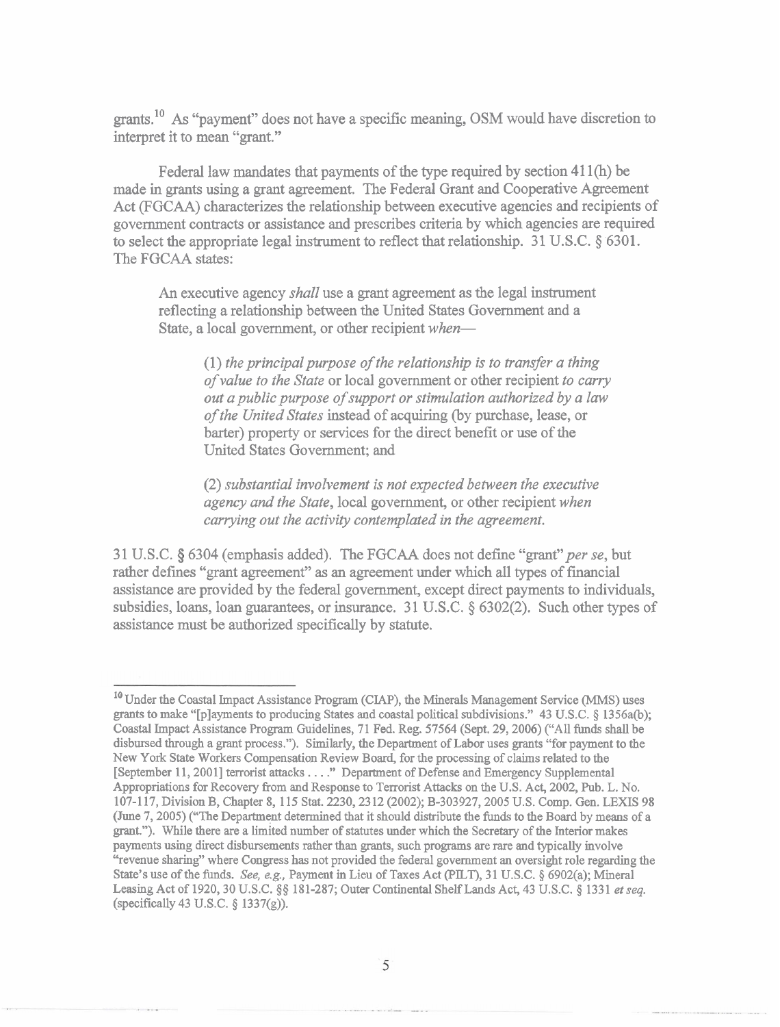grants.[10] As "payment" does not have a specific meaning, OSM would have discretion to interpret it to mean "grant."

Federal law mandates that payments of the type required by section 411(h) be made in grants using a grant agreement. The Federal Grant and Cooperative Agreement Act (FGCAA) characterizes the relationship between executive agencies and recipients of government contracts or assistance and prescribes criteria by which agencies are required to select the appropriate legal instrument to reflect that relationship. 31 U.S.C. § 6301. The FGCAA states:

> An executive agency *shall* use a grant agreement as the legal instrument reflecting a relationship between the United States Government and a State, a local government, or other recipient *when*—
>
> > (1) *the principal purpose of the relationship is to transfer a thing of value to the State* or local government or other recipient *to carry out a public purpose of support or stimulation authorized by a law of the United States* instead of acquiring (by purchase, lease, or barter) property or services for the direct benefit or use of the United States Government; and
> >
> > (2) *substantial involvement is not expected between the executive agency and the State*, local government, or other recipient *when carrying out the activity contemplated in the agreement.*

31 U.S.C. § 6304 (emphasis added). The FGCAA does not define "grant" *per se*, but rather defines "grant agreement" as an agreement under which all types of financial assistance are provided by the federal government, except direct payments to individuals, subsidies, loans, loan guarantees, or insurance. 31 U.S.C. § 6302(2). Such other types of assistance must be authorized specifically by statute.

---

[10] Under the Coastal Impact Assistance Program (CIAP), the Minerals Management Service (MMS) uses grants to make "[p]ayments to producing States and coastal political subdivisions." 43 U.S.C. § 1356a(b); Coastal Impact Assistance Program Guidelines, 71 Fed. Reg. 57564 (Sept. 29, 2006) ("All funds shall be disbursed through a grant process."). Similarly, the Department of Labor uses grants "for payment to the New York State Workers Compensation Review Board, for the processing of claims related to the [September 11, 2001] terrorist attacks . . . ." Department of Defense and Emergency Supplemental Appropriations for Recovery from and Response to Terrorist Attacks on the U.S. Act, 2002, Pub. L. No. 107-117, Division B, Chapter 8, 115 Stat. 2230, 2312 (2002); B-303927, 2005 U.S. Comp. Gen. LEXIS 98 (June 7, 2005) ("The Department determined that it should distribute the funds to the Board by means of a grant."). While there are a limited number of statutes under which the Secretary of the Interior makes payments using direct disbursements rather than grants, such programs are rare and typically involve "revenue sharing" where Congress has not provided the federal government an oversight role regarding the State's use of the funds. *See, e.g.,* Payment in Lieu of Taxes Act (PILT), 31 U.S.C. § 6902(a); Mineral Leasing Act of 1920, 30 U.S.C. §§ 181-287; Outer Continental Shelf Lands Act, 43 U.S.C. § 1331 *et seq.* (specifically 43 U.S.C. § 1337(g)).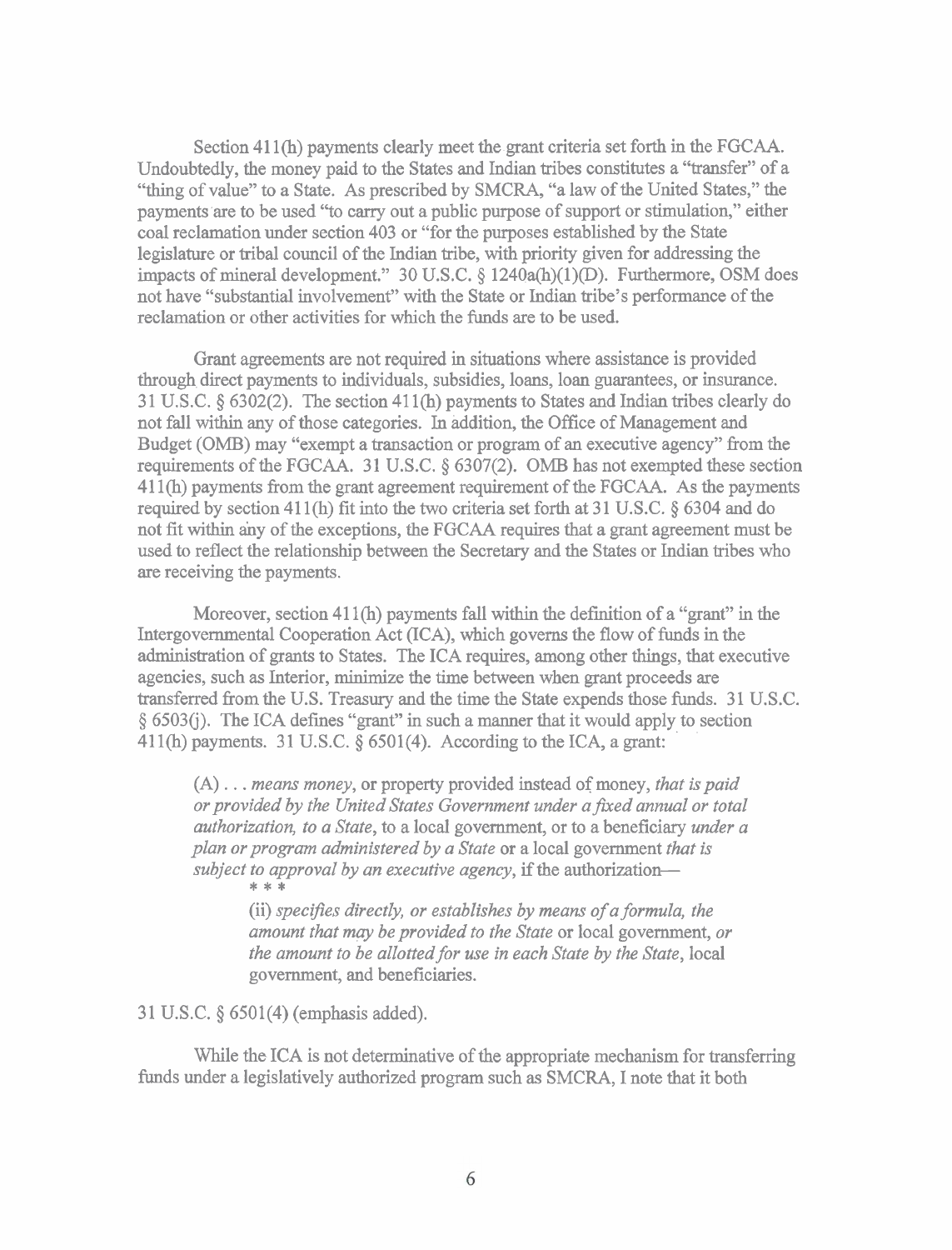Section 411(h) payments clearly meet the grant criteria set forth in the FGCAA. Undoubtedly, the money paid to the States and Indian tribes constitutes a "transfer" of a "thing of value" to a State. As prescribed by SMCRA, "a law of the United States," the payments are to be used "to carry out a public purpose of support or stimulation," either coal reclamation under section 403 or "for the purposes established by the State legislature or tribal council of the Indian tribe, with priority given for addressing the impacts of mineral development." 30 U.S.C. § 1240a(h)(1)(D). Furthermore, OSM does not have "substantial involvement" with the State or Indian tribe's performance of the reclamation or other activities for which the funds are to be used.

Grant agreements are not required in situations where assistance is provided through direct payments to individuals, subsidies, loans, loan guarantees, or insurance. 31 U.S.C. § 6302(2). The section 411(h) payments to States and Indian tribes clearly do not fall within any of those categories. In addition, the Office of Management and Budget (OMB) may "exempt a transaction or program of an executive agency" from the requirements of the FGCAA. 31 U.S.C. § 6307(2). OMB has not exempted these section 411(h) payments from the grant agreement requirement of the FGCAA. As the payments required by section 411(h) fit into the two criteria set forth at 31 U.S.C. § 6304 and do not fit within any of the exceptions, the FGCAA requires that a grant agreement must be used to reflect the relationship between the Secretary and the States or Indian tribes who are receiving the payments.

Moreover, section 411(h) payments fall within the definition of a "grant" in the Intergovernmental Cooperation Act (ICA), which governs the flow of funds in the administration of grants to States. The ICA requires, among other things, that executive agencies, such as Interior, minimize the time between when grant proceeds are transferred from the U.S. Treasury and the time the State expends those funds. 31 U.S.C. § 6503(j). The ICA defines "grant" in such a manner that it would apply to section 411(h) payments. 31 U.S.C. § 6501(4). According to the ICA, a grant:

> (A) . . . *means money*, or property provided instead of money, *that is paid or provided by the United States Government under a fixed annual or total authorization, to a State*, to a local government, or to a beneficiary *under a plan or program administered by a State* or a local government *that is subject to approval by an executive agency*, if the authorization—
>
> \* \* \*
>
> (ii) *specifies directly, or establishes by means of a formula, the amount that may be provided to the State* or local government, *or the amount to be allotted for use in each State by the State*, local government, and beneficiaries.

31 U.S.C. § 6501(4) (emphasis added).

While the ICA is not determinative of the appropriate mechanism for transferring funds under a legislatively authorized program such as SMCRA, I note that it both